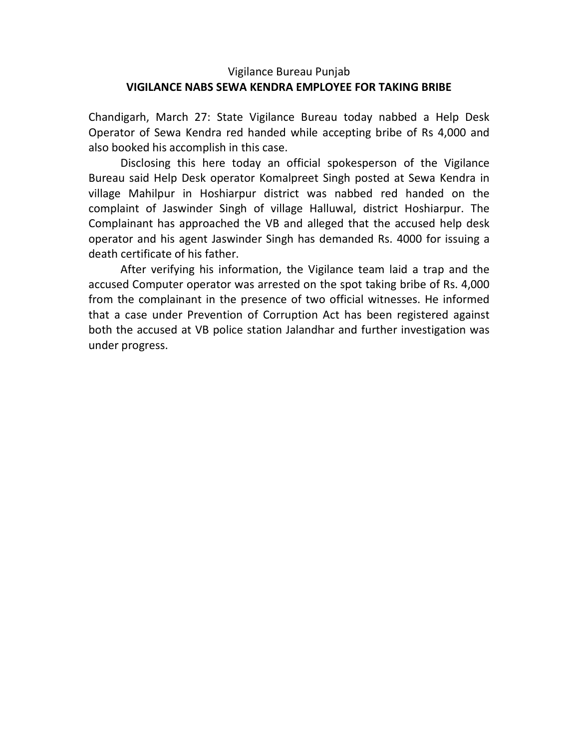Vigilance Bureau Punjab

**VIGILANCE NABS SEWA KENDRA EMPLOYEE FOR TAKING BRIBE**

Chandigarh, March 27: State Vigilance Bureau today nabbed a Help Desk Operator of Sewa Kendra red handed while accepting bribe of Rs 4,000 and also booked his accomplish in this case.

Disclosing this here today an official spokesperson of the Vigilance Bureau said Help Desk operator Komalpreet Singh posted at Sewa Kendra in village Mahilpur in Hoshiarpur district was nabbed red handed on the complaint of Jaswinder Singh of village Halluwal, district Hoshiarpur. The Complainant has approached the VB and alleged that the accused help desk operator and his agent Jaswinder Singh has demanded Rs. 4000 for issuing a death certificate of his father.

After verifying his information, the Vigilance team laid a trap and the accused Computer operator was arrested on the spot taking bribe of Rs. 4,000 from the complainant in the presence of two official witnesses. He informed that a case under Prevention of Corruption Act has been registered against both the accused at VB police station Jalandhar and further investigation was under progress.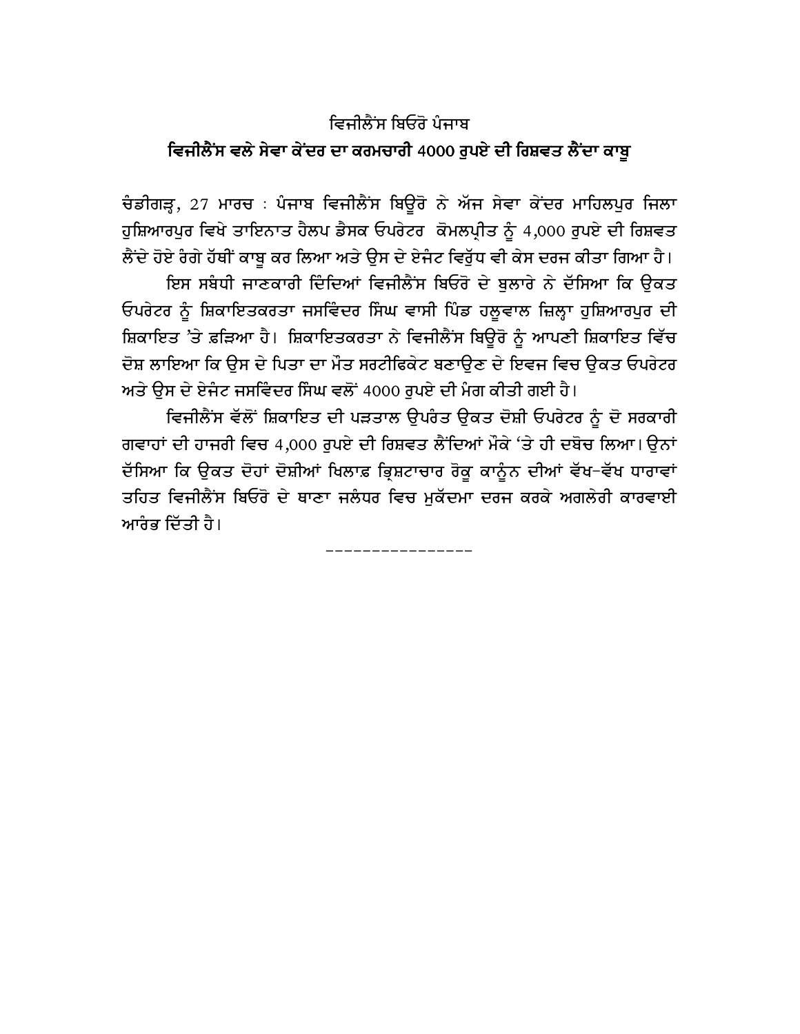ਵਿਜੀਲੈਂਸ ਬਿਓਰੋ ਪੰਜਾਬ

**ਵਿਜੀਲੈਂਸ ਵਲੋ ਸੇਵਾ ਕੇਂਦਰ ਦਾ ਕਰਮਚਾਰੀ 4000 ਰੁਪਏ ਦੀ ਰਿਸ਼ਵਤ ਲੈਂਦਾ ਕਾਬੂ**

ਚੰਡੀਗੜ੍ਹ, 27 ਮਾਰਚ : ਪੰਜਾਬ ਵਿਜੀਲੈਂਸ ਬਿਊਰੋ ਨੇ ਅੱਜ ਸੇਵਾ ਕੇਂਦਰ ਮਾਹਿਲਪੁਰ ਜਿਲਾ ਹੁਸ਼ਿਆਰਪੁਰ ਵਿਖੇ ਤਾਇਨਾਤ ਹੈਲਪ ਡੈਸਕ ਓਪਰੇਟਰ ਕੋਮਲਪ੍ਰੀਤ ਨੂੰ 4,000 ਰੁਪਏ ਦੀ ਰਿਸ਼ਵਤ ਲੈਂਦੇ ਹੋਏ ਰੰਗੇ ਹੱਥੀਂ ਕਾਬੂ ਕਰ ਲਿਆ ਅਤੇ ਉਸ ਦੇ ਏਜੰਟ ਵਿਰੁੱਧ ਵੀ ਕੇਸ ਦਰਜ ਕੀਤਾ ਗਿਆ ਹੈ।

ਇਸ ਸਬੰਧੀ ਜਾਣਕਾਰੀ ਦਿੰਦਿਆਂ ਵਿਜੀਲੈਂਸ ਬਿਓਰੋ ਦੇ ਬੁਲਾਰੇ ਨੇ ਦੱਸਿਆ ਕਿ ਉਕਤ ਓਪਰੇਟਰ ਨੂੰ ਸ਼ਿਕਾਇਤਕਰਤਾ ਜਸਵਿੰਦਰ ਸਿੰਘ ਵਾਸੀ ਪਿੰਡ ਹਲੂਵਾਲ ਜ਼ਿਲ੍ਹਾ ਹੁਸ਼ਿਆਰਪੁਰ ਦੀ ਸ਼ਿਕਾਇਤ 'ਤੇ ਫੜਿਆ ਹੈ। ਸ਼ਿਕਾਇਤਕਰਤਾ ਨੇ ਵਿਜੀਲੈਂਸ ਬਿਊਰੋ ਨੂੰ ਆਪਣੀ ਸ਼ਿਕਾਇਤ ਵਿੱਚ ਦੋਸ਼ ਲਾਇਆ ਕਿ ਉਸ ਦੇ ਪਿਤਾ ਦਾ ਮੌਤ ਸਰਟੀਫਿਕੇਟ ਬਣਾਉਣ ਦੇ ਇਵਜ ਵਿਚ ਉਕਤ ਓਪਰੇਟਰ ਅਤੇ ਉਸ ਦੇ ਏਜੰਟ ਜਸਵਿੰਦਰ ਸਿੰਘ ਵਲੋਂ 4000 ਰੁਪਏ ਦੀ ਮੰਗ ਕੀਤੀ ਗਈ ਹੈ।

ਵਿਜੀਲੈਂਸ ਵੱਲੋਂ ਸ਼ਿਕਾਇਤ ਦੀ ਪੜਤਾਲ ਉਪਰੰਤ ਉਕਤ ਦੋਸ਼ੀ ਓਪਰੇਟਰ ਨੂੰ ਦੋ ਸਰਕਾਰੀ ਗਵਾਹਾਂ ਦੀ ਹਾਜਰੀ ਵਿਚ 4,000 ਰੁਪਏ ਦੀ ਰਿਸ਼ਵਤ ਲੈਂਦਿਆਂ ਮੌਕੇ 'ਤੇ ਹੀ ਦਬੋਚ ਲਿਆ। ਉਨਾਂ ਦੱਸਿਆ ਕਿ ਉਕਤ ਦੋਹਾਂ ਦੋਸ਼ੀਆਂ ਖਿਲਾਫ਼ ਭ੍ਰਿਸ਼ਟਾਚਾਰ ਰੋਕੂ ਕਾਨੂੰਨ ਦੀਆਂ ਵੱਖ-ਵੱਖ ਧਾਰਾਵਾਂ ਤਹਿਤ ਵਿਜੀਲੈਂਸ ਬਿਓਰੋ ਦੇ ਥਾਣਾ ਜਲੰਧਰ ਵਿਚ ਮੁਕੱਦਮਾ ਦਰਜ ਕਰਕੇ ਅਗਲੇਰੀ ਕਾਰਵਾਈ ਆਰੰਭ ਦਿੱਤੀ ਹੈ।

\-\-\-\-\-\-\-\-\-\-\-\-\-\-\-\-